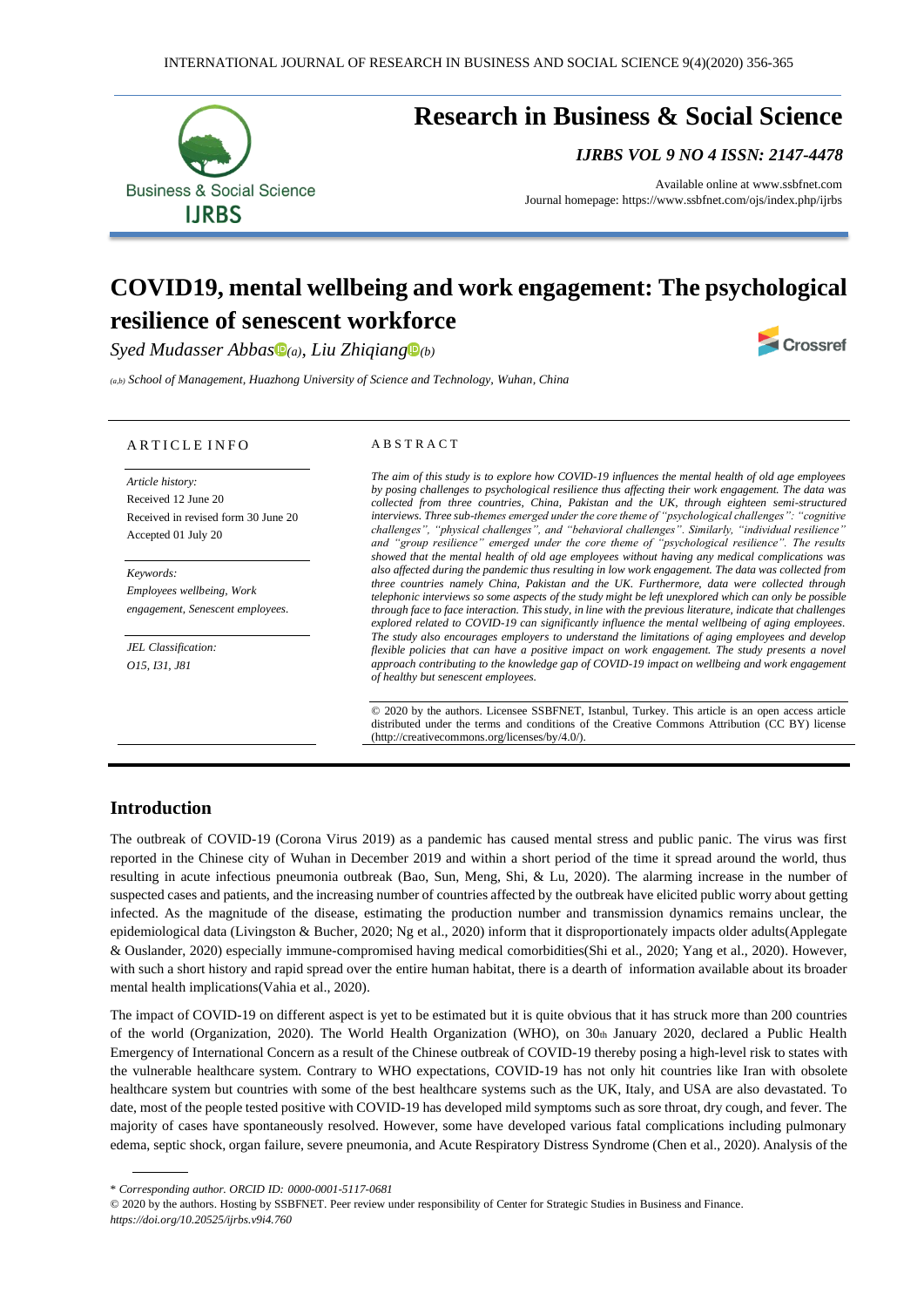# Research in Business & Social Science

*IJRBS VOL 9 NO 4 ISSN: 2147-4478*

Available online at www.ssbfnet.com
Journal homepage: https://www.ssbfnet.com/ojs/index.php/ijrbs

# COVID19, mental wellbeing and work engagement: The psychological resilience of senescent workforce

*Syed Mudasser Abbas* [(a)], *Liu Zhiqiang* [(b)]

[(a,b)] *School of Management, Huazhong University of Science and Technology, Wuhan, China*

## ARTICLE INFO

*Article history:*
Received 12 June 20
Received in revised form 30 June 20
Accepted 01 July 20

*Keywords:*
*Employees wellbeing, Work engagement, Senescent employees.*

*JEL Classification:*
*O15, I31, J81*

## ABSTRACT

*The aim of this study is to explore how COVID-19 influences the mental health of old age employees by posing challenges to psychological resilience thus affecting their work engagement. The data was collected from three countries, China, Pakistan and the UK, through eighteen semi-structured interviews. Three sub-themes emerged under the core theme of "psychological challenges": "cognitive challenges", "physical challenges", and "behavioral challenges". Similarly, "individual resilience" and "group resilience" emerged under the core theme of "psychological resilience". The results showed that the mental health of old age employees without having any medical complications was also affected during the pandemic thus resulting in low work engagement. The data was collected from three countries namely China, Pakistan and the UK. Furthermore, data were collected through telephonic interviews so some aspects of the study might be left unexplored which can only be possible through face to face interaction. This study, in line with the previous literature, indicate that challenges explored related to COVID-19 can significantly influence the mental wellbeing of aging employees. The study also encourages employers to understand the limitations of aging employees and develop flexible policies that can have a positive impact on work engagement. The study presents a novel approach contributing to the knowledge gap of COVID-19 impact on wellbeing and work engagement of healthy but senescent employees.*

© 2020 by the authors. Licensee SSBFNET, Istanbul, Turkey. This article is an open access article distributed under the terms and conditions of the Creative Commons Attribution (CC BY) license (http://creativecommons.org/licenses/by/4.0/).

## Introduction

The outbreak of COVID-19 (Corona Virus 2019) as a pandemic has caused mental stress and public panic. The virus was first reported in the Chinese city of Wuhan in December 2019 and within a short period of the time it spread around the world, thus resulting in acute infectious pneumonia outbreak (Bao, Sun, Meng, Shi, & Lu, 2020). The alarming increase in the number of suspected cases and patients, and the increasing number of countries affected by the outbreak have elicited public worry about getting infected. As the magnitude of the disease, estimating the production number and transmission dynamics remains unclear, the epidemiological data (Livingston & Bucher, 2020; Ng et al., 2020) inform that it disproportionately impacts older adults(Applegate & Ouslander, 2020) especially immune-compromised having medical comorbidities(Shi et al., 2020; Yang et al., 2020). However, with such a short history and rapid spread over the entire human habitat, there is a dearth of information available about its broader mental health implications(Vahia et al., 2020).

The impact of COVID-19 on different aspect is yet to be estimated but it is quite obvious that it has struck more than 200 countries of the world (Organization, 2020). The World Health Organization (WHO), on 30th January 2020, declared a Public Health Emergency of International Concern as a result of the Chinese outbreak of COVID-19 thereby posing a high-level risk to states with the vulnerable healthcare system. Contrary to WHO expectations, COVID-19 has not only hit countries like Iran with obsolete healthcare system but countries with some of the best healthcare systems such as the UK, Italy, and USA are also devastated. To date, most of the people tested positive with COVID-19 has developed mild symptoms such as sore throat, dry cough, and fever. The majority of cases have spontaneously resolved. However, some have developed various fatal complications including pulmonary edema, septic shock, organ failure, severe pneumonia, and Acute Respiratory Distress Syndrome (Chen et al., 2020). Analysis of the

---

\* *Corresponding author. ORCID ID: 0000-0001-5117-0681*

© 2020 by the authors. Hosting by SSBFNET. Peer review under responsibility of Center for Strategic Studies in Business and Finance.
*https://doi.org/10.20525/ijrbs.v9i4.760*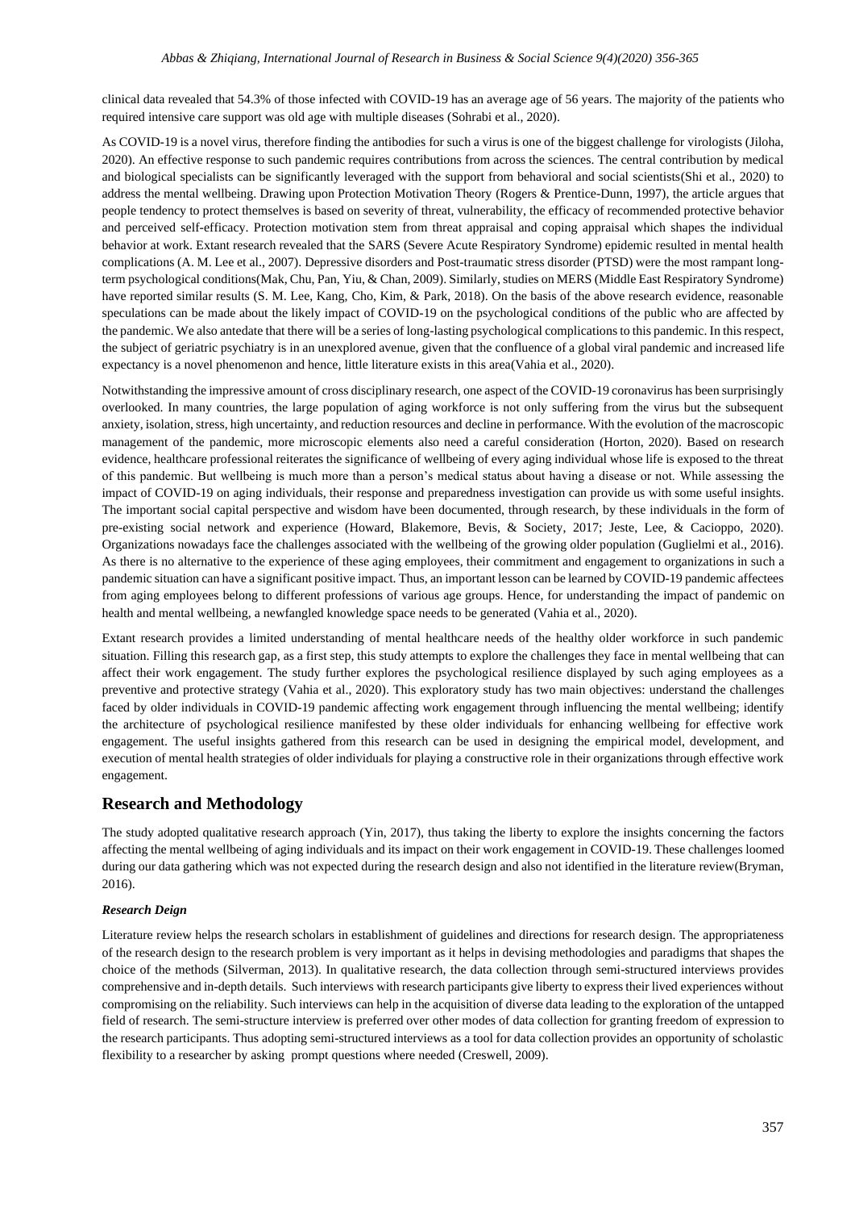clinical data revealed that 54.3% of those infected with COVID-19 has an average age of 56 years. The majority of the patients who required intensive care support was old age with multiple diseases (Sohrabi et al., 2020).

As COVID-19 is a novel virus, therefore finding the antibodies for such a virus is one of the biggest challenge for virologists (Jiloha, 2020). An effective response to such pandemic requires contributions from across the sciences. The central contribution by medical and biological specialists can be significantly leveraged with the support from behavioral and social scientists(Shi et al., 2020) to address the mental wellbeing. Drawing upon Protection Motivation Theory (Rogers & Prentice-Dunn, 1997), the article argues that people tendency to protect themselves is based on severity of threat, vulnerability, the efficacy of recommended protective behavior and perceived self-efficacy. Protection motivation stem from threat appraisal and coping appraisal which shapes the individual behavior at work. Extant research revealed that the SARS (Severe Acute Respiratory Syndrome) epidemic resulted in mental health complications (A. M. Lee et al., 2007). Depressive disorders and Post-traumatic stress disorder (PTSD) were the most rampant long-term psychological conditions(Mak, Chu, Pan, Yiu, & Chan, 2009). Similarly, studies on MERS (Middle East Respiratory Syndrome) have reported similar results (S. M. Lee, Kang, Cho, Kim, & Park, 2018). On the basis of the above research evidence, reasonable speculations can be made about the likely impact of COVID-19 on the psychological conditions of the public who are affected by the pandemic. We also antedate that there will be a series of long-lasting psychological complications to this pandemic. In this respect, the subject of geriatric psychiatry is in an unexplored avenue, given that the confluence of a global viral pandemic and increased life expectancy is a novel phenomenon and hence, little literature exists in this area(Vahia et al., 2020).

Notwithstanding the impressive amount of cross disciplinary research, one aspect of the COVID-19 coronavirus has been surprisingly overlooked. In many countries, the large population of aging workforce is not only suffering from the virus but the subsequent anxiety, isolation, stress, high uncertainty, and reduction resources and decline in performance. With the evolution of the macroscopic management of the pandemic, more microscopic elements also need a careful consideration (Horton, 2020). Based on research evidence, healthcare professional reiterates the significance of wellbeing of every aging individual whose life is exposed to the threat of this pandemic. But wellbeing is much more than a person's medical status about having a disease or not. While assessing the impact of COVID-19 on aging individuals, their response and preparedness investigation can provide us with some useful insights. The important social capital perspective and wisdom have been documented, through research, by these individuals in the form of pre-existing social network and experience (Howard, Blakemore, Bevis, & Society, 2017; Jeste, Lee, & Cacioppo, 2020). Organizations nowadays face the challenges associated with the wellbeing of the growing older population (Guglielmi et al., 2016). As there is no alternative to the experience of these aging employees, their commitment and engagement to organizations in such a pandemic situation can have a significant positive impact. Thus, an important lesson can be learned by COVID-19 pandemic affectees from aging employees belong to different professions of various age groups. Hence, for understanding the impact of pandemic on health and mental wellbeing, a newfangled knowledge space needs to be generated (Vahia et al., 2020).

Extant research provides a limited understanding of mental healthcare needs of the healthy older workforce in such pandemic situation. Filling this research gap, as a first step, this study attempts to explore the challenges they face in mental wellbeing that can affect their work engagement. The study further explores the psychological resilience displayed by such aging employees as a preventive and protective strategy (Vahia et al., 2020). This exploratory study has two main objectives: understand the challenges faced by older individuals in COVID-19 pandemic affecting work engagement through influencing the mental wellbeing; identify the architecture of psychological resilience manifested by these older individuals for enhancing wellbeing for effective work engagement. The useful insights gathered from this research can be used in designing the empirical model, development, and execution of mental health strategies of older individuals for playing a constructive role in their organizations through effective work engagement.

## Research and Methodology

The study adopted qualitative research approach (Yin, 2017), thus taking the liberty to explore the insights concerning the factors affecting the mental wellbeing of aging individuals and its impact on their work engagement in COVID-19. These challenges loomed during our data gathering which was not expected during the research design and also not identified in the literature review(Bryman, 2016).

### *Research Deign*

Literature review helps the research scholars in establishment of guidelines and directions for research design. The appropriateness of the research design to the research problem is very important as it helps in devising methodologies and paradigms that shapes the choice of the methods (Silverman, 2013). In qualitative research, the data collection through semi-structured interviews provides comprehensive and in-depth details. Such interviews with research participants give liberty to express their lived experiences without compromising on the reliability. Such interviews can help in the acquisition of diverse data leading to the exploration of the untapped field of research. The semi-structure interview is preferred over other modes of data collection for granting freedom of expression to the research participants. Thus adopting semi-structured interviews as a tool for data collection provides an opportunity of scholastic flexibility to a researcher by asking prompt questions where needed (Creswell, 2009).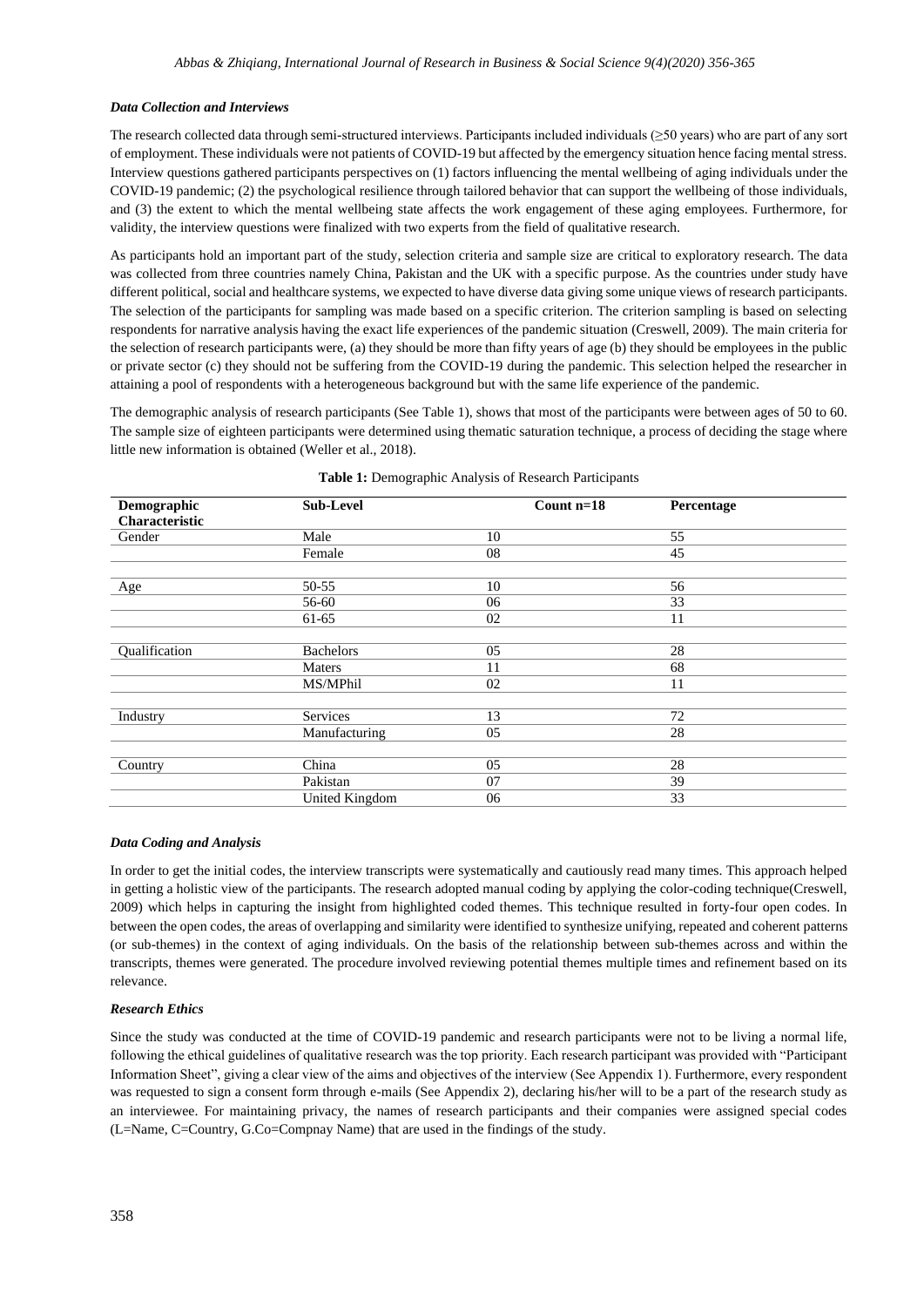### *Data Collection and Interviews*

The research collected data through semi-structured interviews. Participants included individuals (≥50 years) who are part of any sort of employment. These individuals were not patients of COVID-19 but affected by the emergency situation hence facing mental stress. Interview questions gathered participants perspectives on (1) factors influencing the mental wellbeing of aging individuals under the COVID-19 pandemic; (2) the psychological resilience through tailored behavior that can support the wellbeing of those individuals, and (3) the extent to which the mental wellbeing state affects the work engagement of these aging employees. Furthermore, for validity, the interview questions were finalized with two experts from the field of qualitative research.

As participants hold an important part of the study, selection criteria and sample size are critical to exploratory research. The data was collected from three countries namely China, Pakistan and the UK with a specific purpose. As the countries under study have different political, social and healthcare systems, we expected to have diverse data giving some unique views of research participants. The selection of the participants for sampling was made based on a specific criterion. The criterion sampling is based on selecting respondents for narrative analysis having the exact life experiences of the pandemic situation (Creswell, 2009). The main criteria for the selection of research participants were, (a) they should be more than fifty years of age (b) they should be employees in the public or private sector (c) they should not be suffering from the COVID-19 during the pandemic. This selection helped the researcher in attaining a pool of respondents with a heterogeneous background but with the same life experience of the pandemic.

The demographic analysis of research participants (See Table 1), shows that most of the participants were between ages of 50 to 60. The sample size of eighteen participants were determined using thematic saturation technique, a process of deciding the stage where little new information is obtained (Weller et al., 2018).

**Table 1:** Demographic Analysis of Research Participants

| Demographic Characteristic | Sub-Level | Count n=18 | Percentage |
|---|---|---|---|
| Gender | Male | 10 | 55 |
| | Female | 08 | 45 |
| Age | 50-55 | 10 | 56 |
| | 56-60 | 06 | 33 |
| | 61-65 | 02 | 11 |
| Qualification | Bachelors | 05 | 28 |
| | Maters | 11 | 68 |
| | MS/MPhil | 02 | 11 |
| Industry | Services | 13 | 72 |
| | Manufacturing | 05 | 28 |
| Country | China | 05 | 28 |
| | Pakistan | 07 | 39 |
| | United Kingdom | 06 | 33 |

### *Data Coding and Analysis*

In order to get the initial codes, the interview transcripts were systematically and cautiously read many times. This approach helped in getting a holistic view of the participants. The research adopted manual coding by applying the color-coding technique(Creswell, 2009) which helps in capturing the insight from highlighted coded themes. This technique resulted in forty-four open codes. In between the open codes, the areas of overlapping and similarity were identified to synthesize unifying, repeated and coherent patterns (or sub-themes) in the context of aging individuals. On the basis of the relationship between sub-themes across and within the transcripts, themes were generated. The procedure involved reviewing potential themes multiple times and refinement based on its relevance.

### *Research Ethics*

Since the study was conducted at the time of COVID-19 pandemic and research participants were not to be living a normal life, following the ethical guidelines of qualitative research was the top priority. Each research participant was provided with "Participant Information Sheet", giving a clear view of the aims and objectives of the interview (See Appendix 1). Furthermore, every respondent was requested to sign a consent form through e-mails (See Appendix 2), declaring his/her will to be a part of the research study as an interviewee. For maintaining privacy, the names of research participants and their companies were assigned special codes (L=Name, C=Country, G.Co=Compnay Name) that are used in the findings of the study.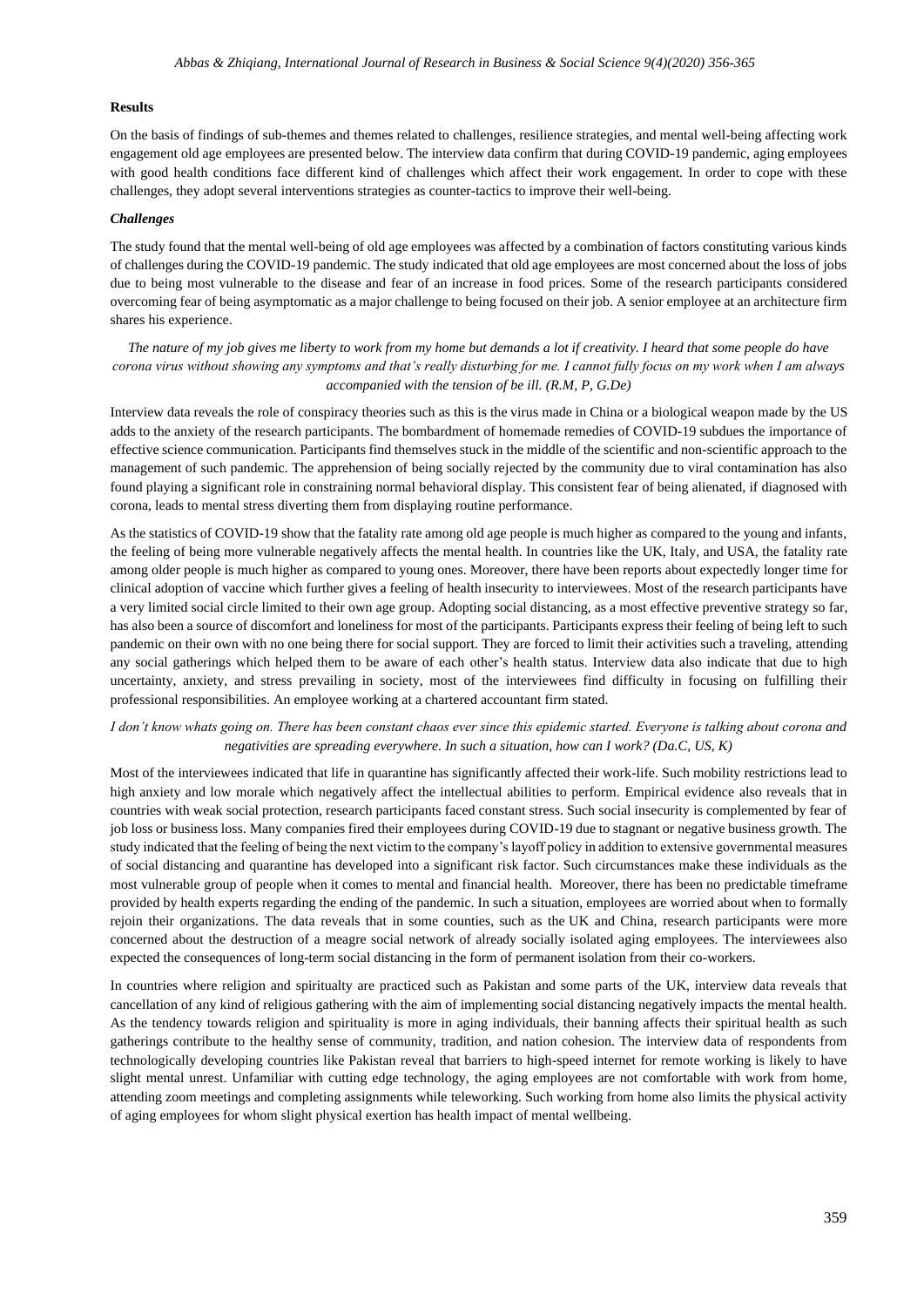#### Results

On the basis of findings of sub-themes and themes related to challenges, resilience strategies, and mental well-being affecting work engagement old age employees are presented below. The interview data confirm that during COVID-19 pandemic, aging employees with good health conditions face different kind of challenges which affect their work engagement. In order to cope with these challenges, they adopt several interventions strategies as counter-tactics to improve their well-being.

#### *Challenges*

The study found that the mental well-being of old age employees was affected by a combination of factors constituting various kinds of challenges during the COVID-19 pandemic. The study indicated that old age employees are most concerned about the loss of jobs due to being most vulnerable to the disease and fear of an increase in food prices. Some of the research participants considered overcoming fear of being asymptomatic as a major challenge to being focused on their job. A senior employee at an architecture firm shares his experience.

*The nature of my job gives me liberty to work from my home but demands a lot if creativity. I heard that some people do have corona virus without showing any symptoms and that's really disturbing for me. I cannot fully focus on my work when I am always accompanied with the tension of be ill. (R.M, P, G.De)*

Interview data reveals the role of conspiracy theories such as this is the virus made in China or a biological weapon made by the US adds to the anxiety of the research participants. The bombardment of homemade remedies of COVID-19 subdues the importance of effective science communication. Participants find themselves stuck in the middle of the scientific and non-scientific approach to the management of such pandemic. The apprehension of being socially rejected by the community due to viral contamination has also found playing a significant role in constraining normal behavioral display. This consistent fear of being alienated, if diagnosed with corona, leads to mental stress diverting them from displaying routine performance.

As the statistics of COVID-19 show that the fatality rate among old age people is much higher as compared to the young and infants, the feeling of being more vulnerable negatively affects the mental health. In countries like the UK, Italy, and USA, the fatality rate among older people is much higher as compared to young ones. Moreover, there have been reports about expectedly longer time for clinical adoption of vaccine which further gives a feeling of health insecurity to interviewees. Most of the research participants have a very limited social circle limited to their own age group. Adopting social distancing, as a most effective preventive strategy so far, has also been a source of discomfort and loneliness for most of the participants. Participants express their feeling of being left to such pandemic on their own with no one being there for social support. They are forced to limit their activities such a traveling, attending any social gatherings which helped them to be aware of each other's health status. Interview data also indicate that due to high uncertainty, anxiety, and stress prevailing in society, most of the interviewees find difficulty in focusing on fulfilling their professional responsibilities. An employee working at a chartered accountant firm stated.

*I don't know whats going on. There has been constant chaos ever since this epidemic started. Everyone is talking about corona and negativities are spreading everywhere. In such a situation, how can I work? (Da.C, US, K)*

Most of the interviewees indicated that life in quarantine has significantly affected their work-life. Such mobility restrictions lead to high anxiety and low morale which negatively affect the intellectual abilities to perform. Empirical evidence also reveals that in countries with weak social protection, research participants faced constant stress. Such social insecurity is complemented by fear of job loss or business loss. Many companies fired their employees during COVID-19 due to stagnant or negative business growth. The study indicated that the feeling of being the next victim to the company's layoff policy in addition to extensive governmental measures of social distancing and quarantine has developed into a significant risk factor. Such circumstances make these individuals as the most vulnerable group of people when it comes to mental and financial health. Moreover, there has been no predictable timeframe provided by health experts regarding the ending of the pandemic. In such a situation, employees are worried about when to formally rejoin their organizations. The data reveals that in some counties, such as the UK and China, research participants were more concerned about the destruction of a meagre social network of already socially isolated aging employees. The interviewees also expected the consequences of long-term social distancing in the form of permanent isolation from their co-workers.

In countries where religion and spiritualty are practiced such as Pakistan and some parts of the UK, interview data reveals that cancellation of any kind of religious gathering with the aim of implementing social distancing negatively impacts the mental health. As the tendency towards religion and spirituality is more in aging individuals, their banning affects their spiritual health as such gatherings contribute to the healthy sense of community, tradition, and nation cohesion. The interview data of respondents from technologically developing countries like Pakistan reveal that barriers to high-speed internet for remote working is likely to have slight mental unrest. Unfamiliar with cutting edge technology, the aging employees are not comfortable with work from home, attending zoom meetings and completing assignments while teleworking. Such working from home also limits the physical activity of aging employees for whom slight physical exertion has health impact of mental wellbeing.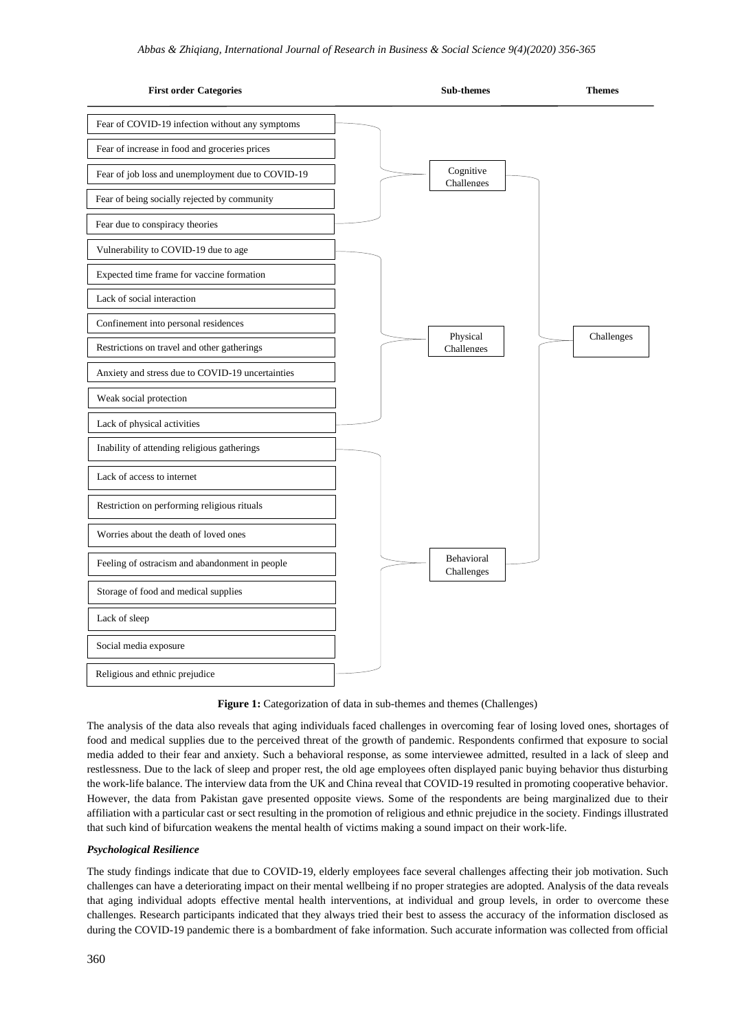| First order Categories | Sub-themes | Themes |
|---|---|---|
| Fear of COVID-19 infection without any symptoms | Cognitive Challenges | Challenges |
| Fear of increase in food and groceries prices | | |
| Fear of job loss and unemployment due to COVID-19 | | |
| Fear of being socially rejected by community | | |
| Fear due to conspiracy theories | | |
| Vulnerability to COVID-19 due to age | Physical Challenges | |
| Expected time frame for vaccine formation | | |
| Lack of social interaction | | |
| Confinement into personal residences | | |
| Restrictions on travel and other gatherings | | |
| Anxiety and stress due to COVID-19 uncertainties | | |
| Weak social protection | | |
| Lack of physical activities | | |
| Inability of attending religious gatherings | Behavioral Challenges | |
| Lack of access to internet | | |
| Restriction on performing religious rituals | | |
| Worries about the death of loved ones | | |
| Feeling of ostracism and abandonment in people | | |
| Storage of food and medical supplies | | |
| Lack of sleep | | |
| Social media exposure | | |
| Religious and ethnic prejudice | | |

**Figure 1:** Categorization of data in sub-themes and themes (Challenges)

The analysis of the data also reveals that aging individuals faced challenges in overcoming fear of losing loved ones, shortages of food and medical supplies due to the perceived threat of the growth of pandemic. Respondents confirmed that exposure to social media added to their fear and anxiety. Such a behavioral response, as some interviewee admitted, resulted in a lack of sleep and restlessness. Due to the lack of sleep and proper rest, the old age employees often displayed panic buying behavior thus disturbing the work-life balance. The interview data from the UK and China reveal that COVID-19 resulted in promoting cooperative behavior. However, the data from Pakistan gave presented opposite views. Some of the respondents are being marginalized due to their affiliation with a particular cast or sect resulting in the promotion of religious and ethnic prejudice in the society. Findings illustrated that such kind of bifurcation weakens the mental health of victims making a sound impact on their work-life.

### *Psychological Resilience*

The study findings indicate that due to COVID-19, elderly employees face several challenges affecting their job motivation. Such challenges can have a deteriorating impact on their mental wellbeing if no proper strategies are adopted. Analysis of the data reveals that aging individual adopts effective mental health interventions, at individual and group levels, in order to overcome these challenges. Research participants indicated that they always tried their best to assess the accuracy of the information disclosed as during the COVID-19 pandemic there is a bombardment of fake information. Such accurate information was collected from official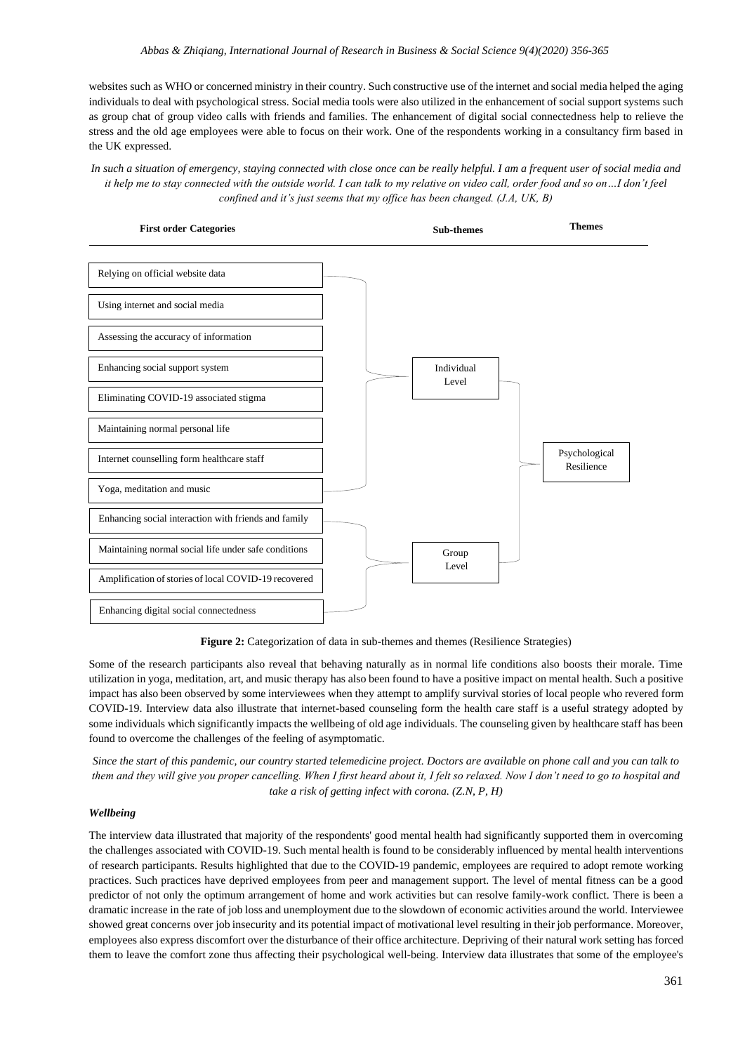websites such as WHO or concerned ministry in their country. Such constructive use of the internet and social media helped the aging individuals to deal with psychological stress. Social media tools were also utilized in the enhancement of social support systems such as group chat of group video calls with friends and families. The enhancement of digital social connectedness help to relieve the stress and the old age employees were able to focus on their work. One of the respondents working in a consultancy firm based in the UK expressed.

*In such a situation of emergency, staying connected with close once can be really helpful. I am a frequent user of social media and it help me to stay connected with the outside world. I can talk to my relative on video call, order food and so on…I don't feel confined and it's just seems that my office has been changed. (J.A, UK, B)*

| First order Categories | Sub-themes | Themes |
| --- | --- | --- |
| Relying on official website data | Individual Level | Psychological Resilience |
| Using internet and social media | | |
| Assessing the accuracy of information | | |
| Enhancing social support system | | |
| Eliminating COVID-19 associated stigma | | |
| Maintaining normal personal life | | |
| Internet counselling form healthcare staff | | |
| Yoga, meditation and music | | |
| Enhancing social interaction with friends and family | Group Level | |
| Maintaining normal social life under safe conditions | | |
| Amplification of stories of local COVID-19 recovered | | |
| Enhancing digital social connectedness | | |

**Figure 2:** Categorization of data in sub-themes and themes (Resilience Strategies)

Some of the research participants also reveal that behaving naturally as in normal life conditions also boosts their morale. Time utilization in yoga, meditation, art, and music therapy has also been found to have a positive impact on mental health. Such a positive impact has also been observed by some interviewees when they attempt to amplify survival stories of local people who revered form COVID-19. Interview data also illustrate that internet-based counseling form the health care staff is a useful strategy adopted by some individuals which significantly impacts the wellbeing of old age individuals. The counseling given by healthcare staff has been found to overcome the challenges of the feeling of asymptomatic.

*Since the start of this pandemic, our country started telemedicine project. Doctors are available on phone call and you can talk to them and they will give you proper cancelling. When I first heard about it, I felt so relaxed. Now I don't need to go to hospital and take a risk of getting infect with corona. (Z.N, P, H)*

### *Wellbeing*

The interview data illustrated that majority of the respondents' good mental health had significantly supported them in overcoming the challenges associated with COVID-19. Such mental health is found to be considerably influenced by mental health interventions of research participants. Results highlighted that due to the COVID-19 pandemic, employees are required to adopt remote working practices. Such practices have deprived employees from peer and management support. The level of mental fitness can be a good predictor of not only the optimum arrangement of home and work activities but can resolve family-work conflict. There is been a dramatic increase in the rate of job loss and unemployment due to the slowdown of economic activities around the world. Interviewee showed great concerns over job insecurity and its potential impact of motivational level resulting in their job performance. Moreover, employees also express discomfort over the disturbance of their office architecture. Depriving of their natural work setting has forced them to leave the comfort zone thus affecting their psychological well-being. Interview data illustrates that some of the employee's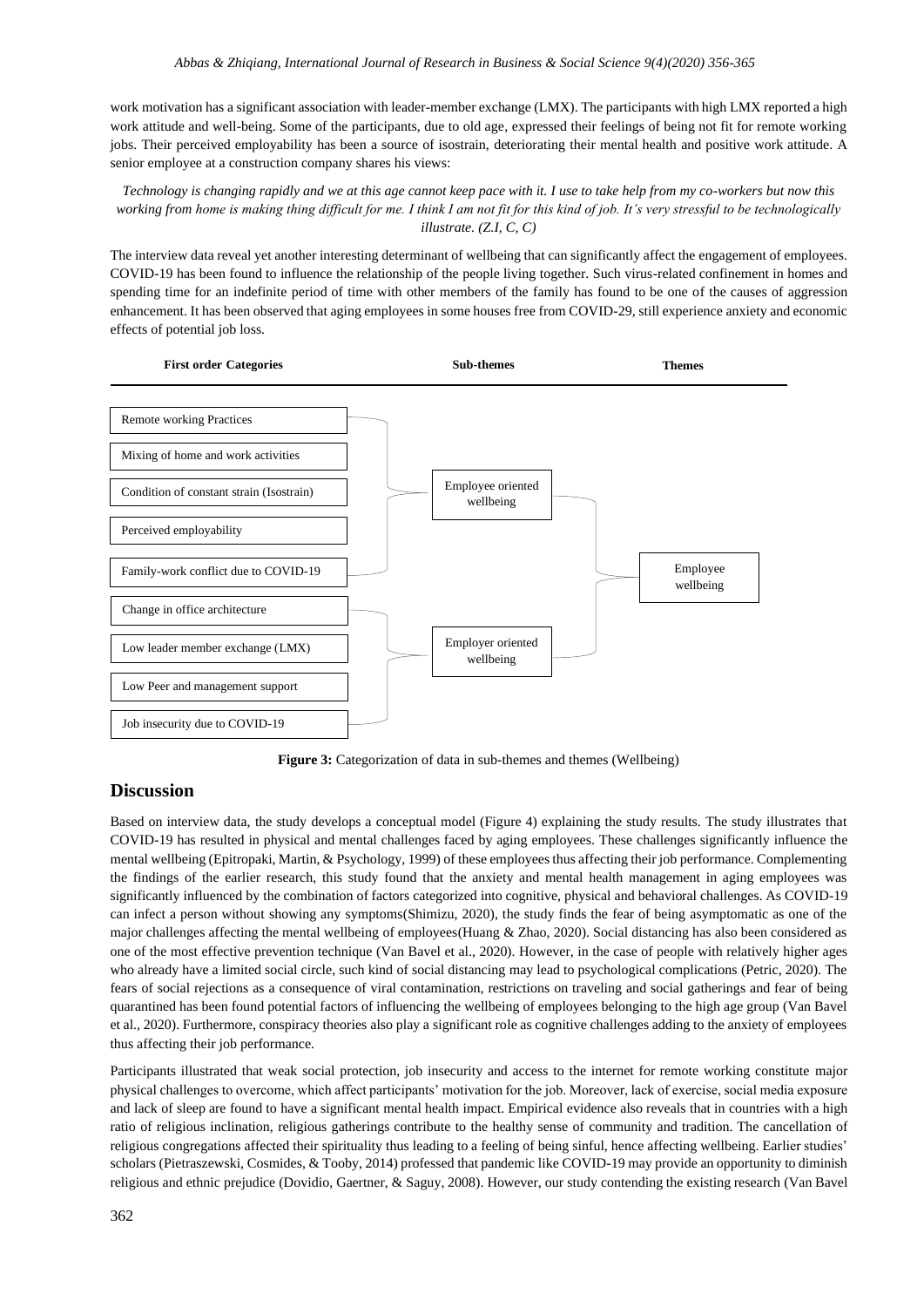work motivation has a significant association with leader-member exchange (LMX). The participants with high LMX reported a high work attitude and well-being. Some of the participants, due to old age, expressed their feelings of being not fit for remote working jobs. Their perceived employability has been a source of isostrain, deteriorating their mental health and positive work attitude. A senior employee at a construction company shares his views:

*Technology is changing rapidly and we at this age cannot keep pace with it. I use to take help from my co-workers but now this working from home is making thing difficult for me. I think I am not fit for this kind of job. It's very stressful to be technologically illustrate. (Z.I, C, C)*

The interview data reveal yet another interesting determinant of wellbeing that can significantly affect the engagement of employees. COVID-19 has been found to influence the relationship of the people living together. Such virus-related confinement in homes and spending time for an indefinite period of time with other members of the family has found to be one of the causes of aggression enhancement. It has been observed that aging employees in some houses free from COVID-29, still experience anxiety and economic effects of potential job loss.

| First order Categories | Sub-themes | Themes |
|---|---|---|
| Remote working Practices | Employee oriented wellbeing | Employee wellbeing |
| Mixing of home and work activities | Employee oriented wellbeing | Employee wellbeing |
| Condition of constant strain (Isostrain) | Employee oriented wellbeing | Employee wellbeing |
| Perceived employability | Employee oriented wellbeing | Employee wellbeing |
| Family-work conflict due to COVID-19 | Employee oriented wellbeing | Employee wellbeing |
| Change in office architecture | Employer oriented wellbeing | Employee wellbeing |
| Low leader member exchange (LMX) | Employer oriented wellbeing | Employee wellbeing |
| Low Peer and management support | Employer oriented wellbeing | Employee wellbeing |
| Job insecurity due to COVID-19 | Employer oriented wellbeing | Employee wellbeing |

**Figure 3:** Categorization of data in sub-themes and themes (Wellbeing)

## Discussion

Based on interview data, the study develops a conceptual model (Figure 4) explaining the study results. The study illustrates that COVID-19 has resulted in physical and mental challenges faced by aging employees. These challenges significantly influence the mental wellbeing (Epitropaki, Martin, & Psychology, 1999) of these employees thus affecting their job performance. Complementing the findings of the earlier research, this study found that the anxiety and mental health management in aging employees was significantly influenced by the combination of factors categorized into cognitive, physical and behavioral challenges. As COVID-19 can infect a person without showing any symptoms(Shimizu, 2020), the study finds the fear of being asymptomatic as one of the major challenges affecting the mental wellbeing of employees(Huang & Zhao, 2020). Social distancing has also been considered as one of the most effective prevention technique (Van Bavel et al., 2020). However, in the case of people with relatively higher ages who already have a limited social circle, such kind of social distancing may lead to psychological complications (Petric, 2020). The fears of social rejections as a consequence of viral contamination, restrictions on traveling and social gatherings and fear of being quarantined has been found potential factors of influencing the wellbeing of employees belonging to the high age group (Van Bavel et al., 2020). Furthermore, conspiracy theories also play a significant role as cognitive challenges adding to the anxiety of employees thus affecting their job performance.

Participants illustrated that weak social protection, job insecurity and access to the internet for remote working constitute major physical challenges to overcome, which affect participants' motivation for the job. Moreover, lack of exercise, social media exposure and lack of sleep are found to have a significant mental health impact. Empirical evidence also reveals that in countries with a high ratio of religious inclination, religious gatherings contribute to the healthy sense of community and tradition. The cancellation of religious congregations affected their spirituality thus leading to a feeling of being sinful, hence affecting wellbeing. Earlier studies' scholars (Pietraszewski, Cosmides, & Tooby, 2014) professed that pandemic like COVID-19 may provide an opportunity to diminish religious and ethnic prejudice (Dovidio, Gaertner, & Saguy, 2008). However, our study contending the existing research (Van Bavel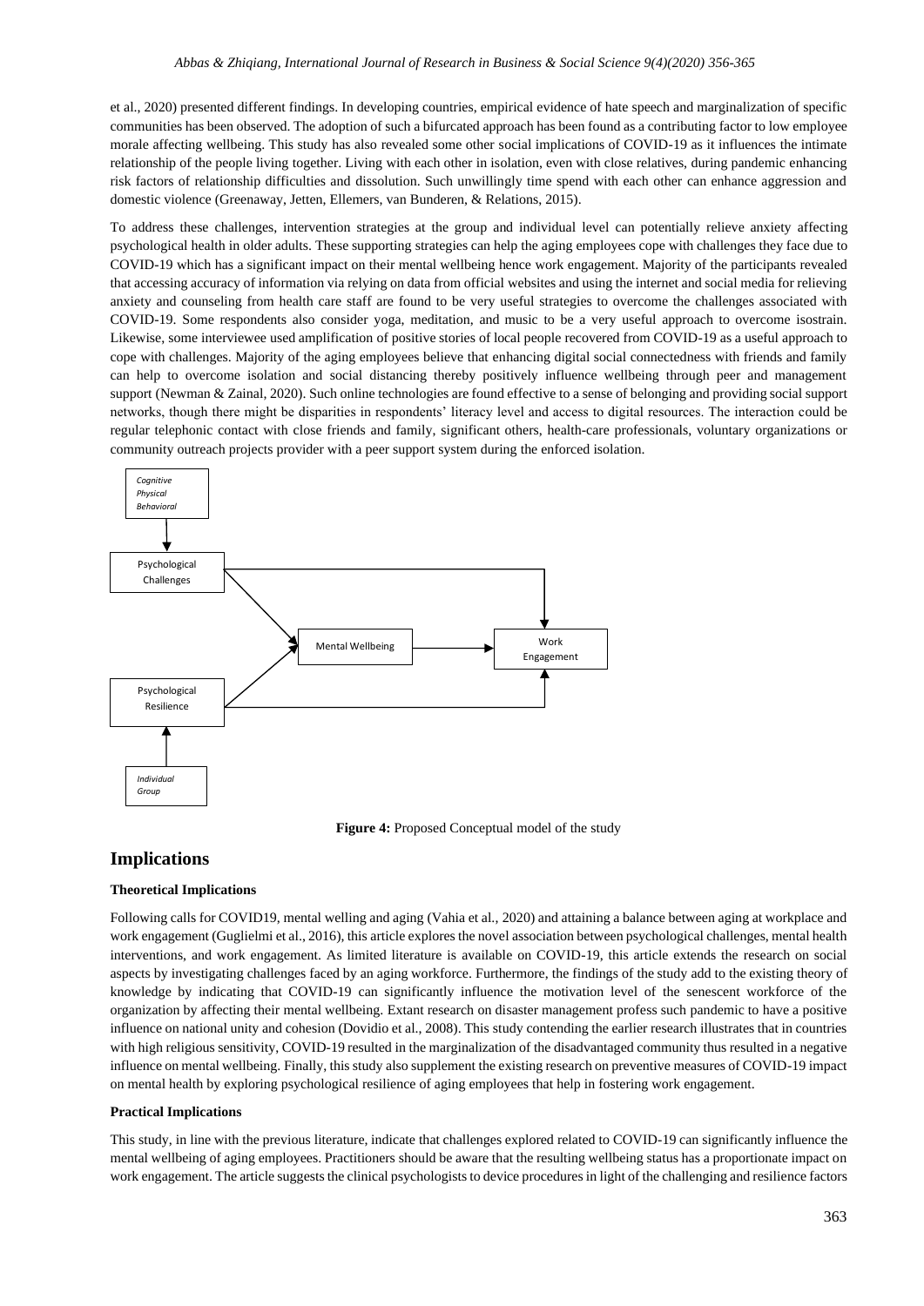et al., 2020) presented different findings. In developing countries, empirical evidence of hate speech and marginalization of specific communities has been observed. The adoption of such a bifurcated approach has been found as a contributing factor to low employee morale affecting wellbeing. This study has also revealed some other social implications of COVID-19 as it influences the intimate relationship of the people living together. Living with each other in isolation, even with close relatives, during pandemic enhancing risk factors of relationship difficulties and dissolution. Such unwillingly time spend with each other can enhance aggression and domestic violence (Greenaway, Jetten, Ellemers, van Bunderen, & Relations, 2015).

To address these challenges, intervention strategies at the group and individual level can potentially relieve anxiety affecting psychological health in older adults. These supporting strategies can help the aging employees cope with challenges they face due to COVID-19 which has a significant impact on their mental wellbeing hence work engagement. Majority of the participants revealed that accessing accuracy of information via relying on data from official websites and using the internet and social media for relieving anxiety and counseling from health care staff are found to be very useful strategies to overcome the challenges associated with COVID-19. Some respondents also consider yoga, meditation, and music to be a very useful approach to overcome isostrain. Likewise, some interviewee used amplification of positive stories of local people recovered from COVID-19 as a useful approach to cope with challenges. Majority of the aging employees believe that enhancing digital social connectedness with friends and family can help to overcome isolation and social distancing thereby positively influence wellbeing through peer and management support (Newman & Zainal, 2020). Such online technologies are found effective to a sense of belonging and providing social support networks, though there might be disparities in respondents' literacy level and access to digital resources. The interaction could be regular telephonic contact with close friends and family, significant others, health-care professionals, voluntary organizations or community outreach projects provider with a peer support system during the enforced isolation.

**Figure 4:** Proposed Conceptual model of the study

## Implications

### Theoretical Implications

Following calls for COVID19, mental welling and aging (Vahia et al., 2020) and attaining a balance between aging at workplace and work engagement (Guglielmi et al., 2016), this article explores the novel association between psychological challenges, mental health interventions, and work engagement. As limited literature is available on COVID-19, this article extends the research on social aspects by investigating challenges faced by an aging workforce. Furthermore, the findings of the study add to the existing theory of knowledge by indicating that COVID-19 can significantly influence the motivation level of the senescent workforce of the organization by affecting their mental wellbeing. Extant research on disaster management profess such pandemic to have a positive influence on national unity and cohesion (Dovidio et al., 2008). This study contending the earlier research illustrates that in countries with high religious sensitivity, COVID-19 resulted in the marginalization of the disadvantaged community thus resulted in a negative influence on mental wellbeing. Finally, this study also supplement the existing research on preventive measures of COVID-19 impact on mental health by exploring psychological resilience of aging employees that help in fostering work engagement.

### Practical Implications

This study, in line with the previous literature, indicate that challenges explored related to COVID-19 can significantly influence the mental wellbeing of aging employees. Practitioners should be aware that the resulting wellbeing status has a proportionate impact on work engagement. The article suggests the clinical psychologists to device procedures in light of the challenging and resilience factors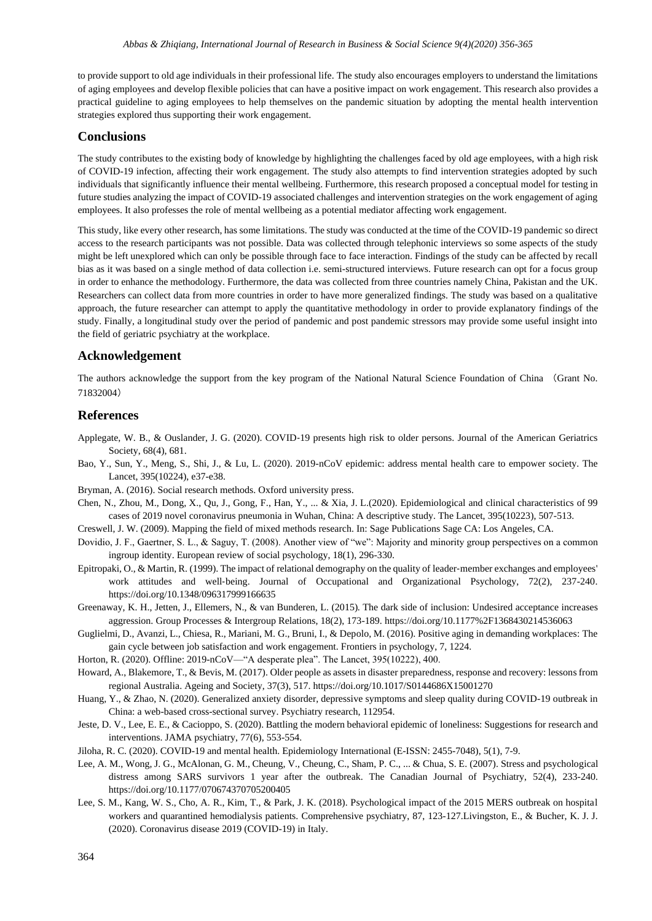to provide support to old age individuals in their professional life. The study also encourages employers to understand the limitations of aging employees and develop flexible policies that can have a positive impact on work engagement. This research also provides a practical guideline to aging employees to help themselves on the pandemic situation by adopting the mental health intervention strategies explored thus supporting their work engagement.

## Conclusions

The study contributes to the existing body of knowledge by highlighting the challenges faced by old age employees, with a high risk of COVID-19 infection, affecting their work engagement. The study also attempts to find intervention strategies adopted by such individuals that significantly influence their mental wellbeing. Furthermore, this research proposed a conceptual model for testing in future studies analyzing the impact of COVID-19 associated challenges and intervention strategies on the work engagement of aging employees. It also professes the role of mental wellbeing as a potential mediator affecting work engagement.

This study, like every other research, has some limitations. The study was conducted at the time of the COVID-19 pandemic so direct access to the research participants was not possible. Data was collected through telephonic interviews so some aspects of the study might be left unexplored which can only be possible through face to face interaction. Findings of the study can be affected by recall bias as it was based on a single method of data collection i.e. semi-structured interviews. Future research can opt for a focus group in order to enhance the methodology. Furthermore, the data was collected from three countries namely China, Pakistan and the UK. Researchers can collect data from more countries in order to have more generalized findings. The study was based on a qualitative approach, the future researcher can attempt to apply the quantitative methodology in order to provide explanatory findings of the study. Finally, a longitudinal study over the period of pandemic and post pandemic stressors may provide some useful insight into the field of geriatric psychiatry at the workplace.

## Acknowledgement

The authors acknowledge the support from the key program of the National Natural Science Foundation of China （Grant No. 71832004）

## References

Applegate, W. B., & Ouslander, J. G. (2020). COVID‐19 presents high risk to older persons. Journal of the American Geriatrics Society, 68(4), 681.

Bao, Y., Sun, Y., Meng, S., Shi, J., & Lu, L. (2020). 2019-nCoV epidemic: address mental health care to empower society. The Lancet, 395(10224), e37-e38.

Bryman, A. (2016). Social research methods. Oxford university press.

Chen, N., Zhou, M., Dong, X., Qu, J., Gong, F., Han, Y., ... & Xia, J. L.(2020). Epidemiological and clinical characteristics of 99 cases of 2019 novel coronavirus pneumonia in Wuhan, China: A descriptive study. The Lancet, 395(10223), 507-513.

Creswell, J. W. (2009). Mapping the field of mixed methods research. In: Sage Publications Sage CA: Los Angeles, CA.

Dovidio, J. F., Gaertner, S. L., & Saguy, T. (2008). Another view of "we": Majority and minority group perspectives on a common ingroup identity. European review of social psychology, 18(1), 296-330.

Epitropaki, O., & Martin, R. (1999). The impact of relational demography on the quality of leader-member exchanges and employees' work attitudes and well-being. Journal of Occupational and Organizational Psychology, 72(2), 237-240. https://doi.org/10.1348/096317999166635

Greenaway, K. H., Jetten, J., Ellemers, N., & van Bunderen, L. (2015). The dark side of inclusion: Undesired acceptance increases aggression. Group Processes & Intergroup Relations, 18(2), 173-189. https://doi.org/10.1177%2F1368430214536063

Guglielmi, D., Avanzi, L., Chiesa, R., Mariani, M. G., Bruni, I., & Depolo, M. (2016). Positive aging in demanding workplaces: The gain cycle between job satisfaction and work engagement. Frontiers in psychology, 7, 1224.

Horton, R. (2020). Offline: 2019-nCoV—"A desperate plea". The Lancet, 395(10222), 400.

Howard, A., Blakemore, T., & Bevis, M. (2017). Older people as assets in disaster preparedness, response and recovery: lessons from regional Australia. Ageing and Society, 37(3), 517. https://doi.org/10.1017/S0144686X15001270

Huang, Y., & Zhao, N. (2020). Generalized anxiety disorder, depressive symptoms and sleep quality during COVID-19 outbreak in China: a web-based cross-sectional survey. Psychiatry research, 112954.

Jeste, D. V., Lee, E. E., & Cacioppo, S. (2020). Battling the modern behavioral epidemic of loneliness: Suggestions for research and interventions. JAMA psychiatry, 77(6), 553-554.

Jiloha, R. C. (2020). COVID-19 and mental health. Epidemiology International (E-ISSN: 2455-7048), 5(1), 7-9.

Lee, A. M., Wong, J. G., McAlonan, G. M., Cheung, V., Cheung, C., Sham, P. C., ... & Chua, S. E. (2007). Stress and psychological distress among SARS survivors 1 year after the outbreak. The Canadian Journal of Psychiatry, 52(4), 233-240. https://doi.org/10.1177/070674370705200405

Lee, S. M., Kang, W. S., Cho, A. R., Kim, T., & Park, J. K. (2018). Psychological impact of the 2015 MERS outbreak on hospital workers and quarantined hemodialysis patients. Comprehensive psychiatry, 87, 123-127.Livingston, E., & Bucher, K. J. J. (2020). Coronavirus disease 2019 (COVID-19) in Italy.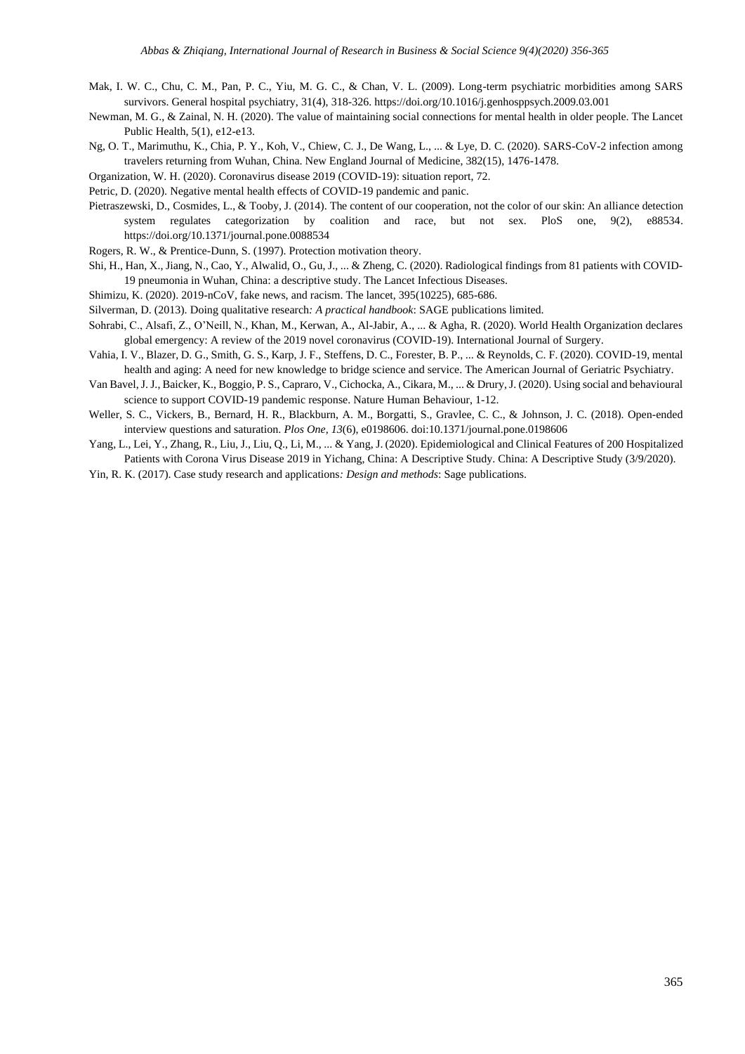Mak, I. W. C., Chu, C. M., Pan, P. C., Yiu, M. G. C., & Chan, V. L. (2009). Long-term psychiatric morbidities among SARS survivors. General hospital psychiatry, 31(4), 318-326. https://doi.org/10.1016/j.genhosppsych.2009.03.001

Newman, M. G., & Zainal, N. H. (2020). The value of maintaining social connections for mental health in older people. The Lancet Public Health, 5(1), e12-e13.

Ng, O. T., Marimuthu, K., Chia, P. Y., Koh, V., Chiew, C. J., De Wang, L., ... & Lye, D. C. (2020). SARS-CoV-2 infection among travelers returning from Wuhan, China. New England Journal of Medicine, 382(15), 1476-1478.

Organization, W. H. (2020). Coronavirus disease 2019 (COVID-19): situation report, 72.

Petric, D. (2020). Negative mental health effects of COVID-19 pandemic and panic.

Pietraszewski, D., Cosmides, L., & Tooby, J. (2014). The content of our cooperation, not the color of our skin: An alliance detection system regulates categorization by coalition and race, but not sex. PloS one, 9(2), e88534. https://doi.org/10.1371/journal.pone.0088534

Rogers, R. W., & Prentice-Dunn, S. (1997). Protection motivation theory.

Shi, H., Han, X., Jiang, N., Cao, Y., Alwalid, O., Gu, J., ... & Zheng, C. (2020). Radiological findings from 81 patients with COVID-19 pneumonia in Wuhan, China: a descriptive study. The Lancet Infectious Diseases.

Shimizu, K. (2020). 2019-nCoV, fake news, and racism. The lancet, 395(10225), 685-686.

Silverman, D. (2013). Doing qualitative research*: A practical handbook*: SAGE publications limited.

Sohrabi, C., Alsafi, Z., O'Neill, N., Khan, M., Kerwan, A., Al-Jabir, A., ... & Agha, R. (2020). World Health Organization declares global emergency: A review of the 2019 novel coronavirus (COVID-19). International Journal of Surgery.

Vahia, I. V., Blazer, D. G., Smith, G. S., Karp, J. F., Steffens, D. C., Forester, B. P., ... & Reynolds, C. F. (2020). COVID-19, mental health and aging: A need for new knowledge to bridge science and service. The American Journal of Geriatric Psychiatry.

Van Bavel, J. J., Baicker, K., Boggio, P. S., Capraro, V., Cichocka, A., Cikara, M., ... & Drury, J. (2020). Using social and behavioural science to support COVID-19 pandemic response. Nature Human Behaviour, 1-12.

Weller, S. C., Vickers, B., Bernard, H. R., Blackburn, A. M., Borgatti, S., Gravlee, C. C., & Johnson, J. C. (2018). Open-ended interview questions and saturation. *Plos One, 13*(6), e0198606. doi:10.1371/journal.pone.0198606

Yang, L., Lei, Y., Zhang, R., Liu, J., Liu, Q., Li, M., ... & Yang, J. (2020). Epidemiological and Clinical Features of 200 Hospitalized Patients with Corona Virus Disease 2019 in Yichang, China: A Descriptive Study. China: A Descriptive Study (3/9/2020).

Yin, R. K. (2017). Case study research and applications*: Design and methods*: Sage publications.